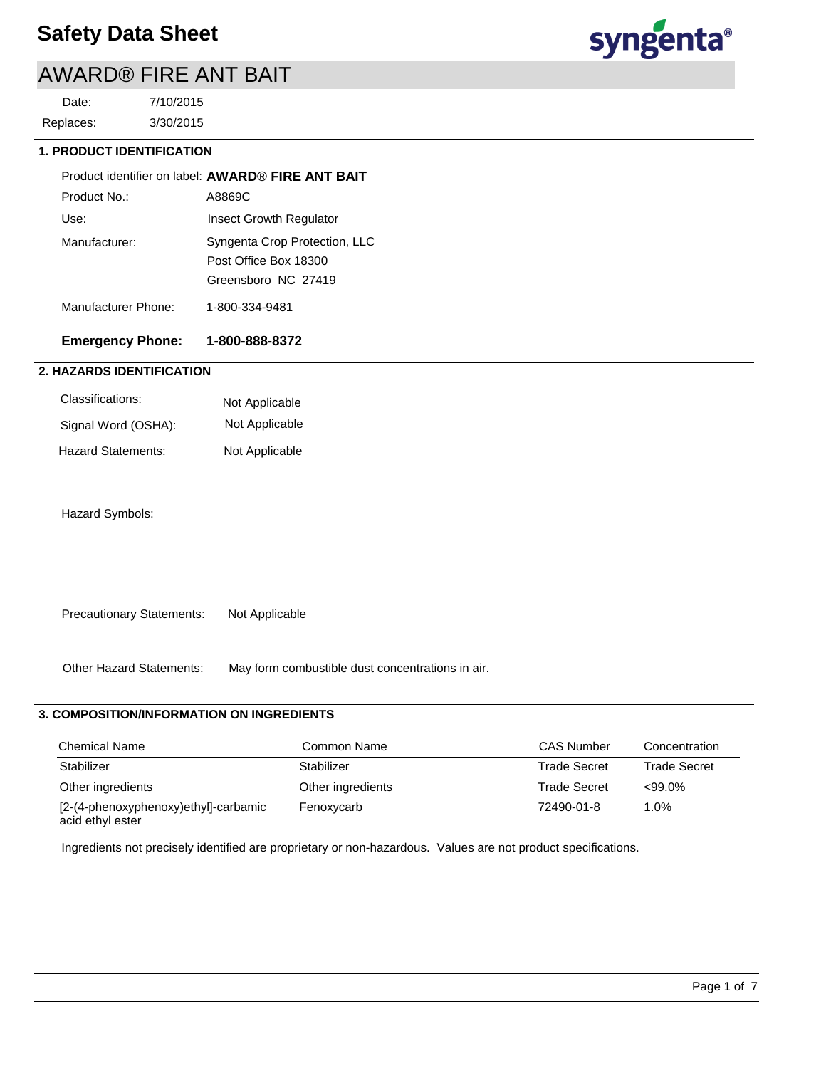# Safety Data Sheet

## AWARD® FIRE ANT BAIT

Date: 7/10/2015
Replaces: 3/30/2015

### 1. PRODUCT IDENTIFICATION

Product identifier on label: **AWARD® FIRE ANT BAIT**

Product No.: A8869C

Use: Insect Growth Regulator

Manufacturer: Syngenta Crop Protection, LLC
Post Office Box 18300
Greensboro NC 27419

Manufacturer Phone: 1-800-334-9481

**Emergency Phone: 1-800-888-8372**

### 2. HAZARDS IDENTIFICATION

Classifications: Not Applicable

Signal Word (OSHA): Not Applicable

Hazard Statements: Not Applicable

Hazard Symbols:

Precautionary Statements: Not Applicable

Other Hazard Statements: May form combustible dust concentrations in air.

### 3. COMPOSITION/INFORMATION ON INGREDIENTS

| Chemical Name | Common Name | CAS Number | Concentration |
|---|---|---|---|
| Stabilizer | Stabilizer | Trade Secret | Trade Secret |
| Other ingredients | Other ingredients | Trade Secret | <99.0% |
| [2-(4-phenoxyphenoxy)ethyl]-carbamic acid ethyl ester | Fenoxycarb | 72490-01-8 | 1.0% |

Ingredients not precisely identified are proprietary or non-hazardous. Values are not product specifications.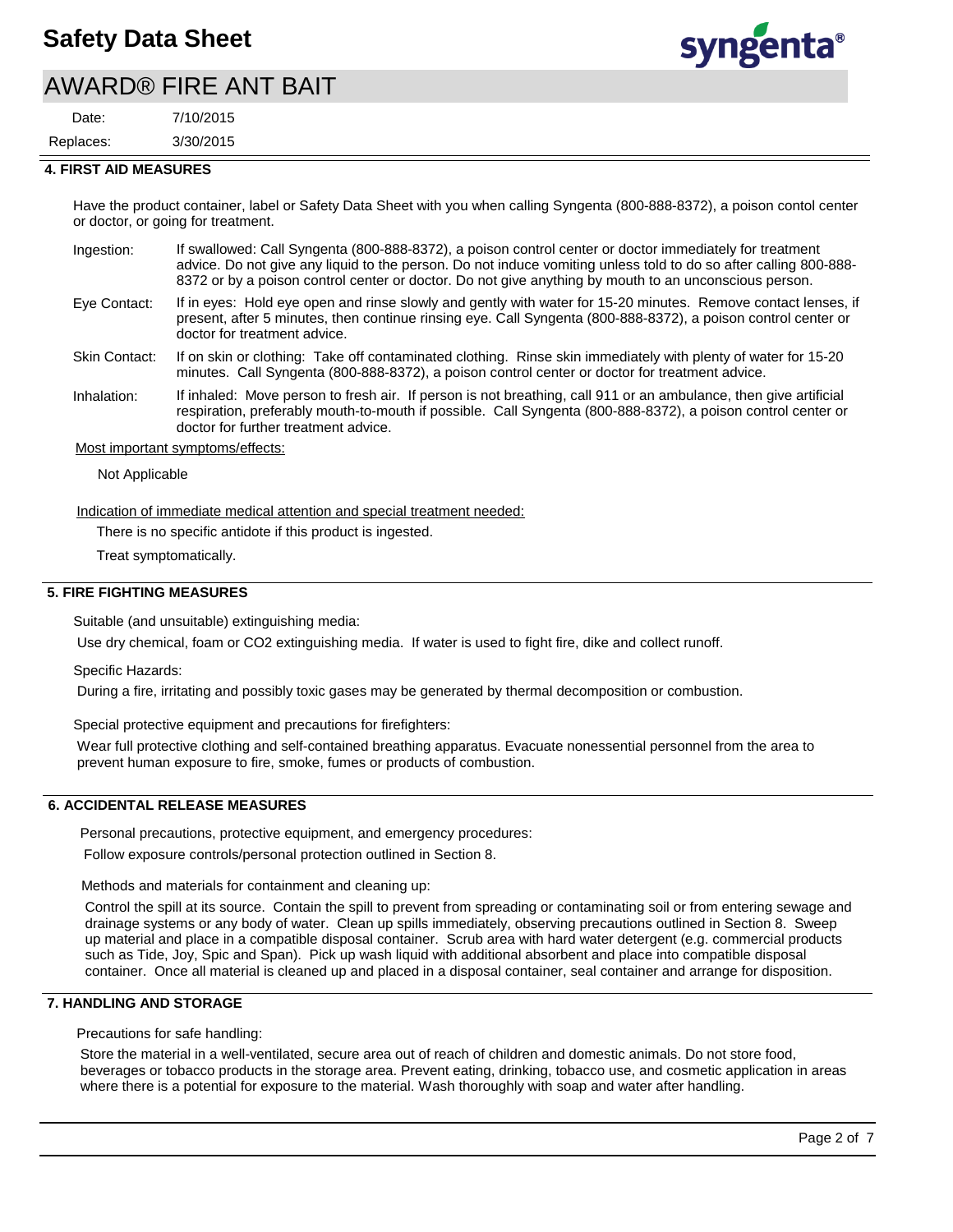## 4. FIRST AID MEASURES

Have the product container, label or Safety Data Sheet with you when calling Syngenta (800-888-8372), a poison contol center or doctor, or going for treatment.

**Ingestion:** If swallowed: Call Syngenta (800-888-8372), a poison control center or doctor immediately for treatment advice. Do not give any liquid to the person. Do not induce vomiting unless told to do so after calling 800-888-8372 or by a poison control center or doctor. Do not give anything by mouth to an unconscious person.

**Eye Contact:** If in eyes: Hold eye open and rinse slowly and gently with water for 15-20 minutes. Remove contact lenses, if present, after 5 minutes, then continue rinsing eye. Call Syngenta (800-888-8372), a poison control center or doctor for treatment advice.

**Skin Contact:** If on skin or clothing: Take off contaminated clothing. Rinse skin immediately with plenty of water for 15-20 minutes. Call Syngenta (800-888-8372), a poison control center or doctor for treatment advice.

**Inhalation:** If inhaled: Move person to fresh air. If person is not breathing, call 911 or an ambulance, then give artificial respiration, preferably mouth-to-mouth if possible. Call Syngenta (800-888-8372), a poison control center or doctor for further treatment advice.

Most important symptoms/effects:

Not Applicable

Indication of immediate medical attention and special treatment needed:

There is no specific antidote if this product is ingested.

Treat symptomatically.

## 5. FIRE FIGHTING MEASURES

Suitable (and unsuitable) extinguishing media:

Use dry chemical, foam or CO2 extinguishing media. If water is used to fight fire, dike and collect runoff.

Specific Hazards:

During a fire, irritating and possibly toxic gases may be generated by thermal decomposition or combustion.

Special protective equipment and precautions for firefighters:

Wear full protective clothing and self-contained breathing apparatus. Evacuate nonessential personnel from the area to prevent human exposure to fire, smoke, fumes or products of combustion.

## 6. ACCIDENTAL RELEASE MEASURES

Personal precautions, protective equipment, and emergency procedures:

Follow exposure controls/personal protection outlined in Section 8.

Methods and materials for containment and cleaning up:

Control the spill at its source. Contain the spill to prevent from spreading or contaminating soil or from entering sewage and drainage systems or any body of water. Clean up spills immediately, observing precautions outlined in Section 8. Sweep up material and place in a compatible disposal container. Scrub area with hard water detergent (e.g. commercial products such as Tide, Joy, Spic and Span). Pick up wash liquid with additional absorbent and place into compatible disposal container. Once all material is cleaned up and placed in a disposal container, seal container and arrange for disposition.

## 7. HANDLING AND STORAGE

Precautions for safe handling:

Store the material in a well-ventilated, secure area out of reach of children and domestic animals. Do not store food, beverages or tobacco products in the storage area. Prevent eating, drinking, tobacco use, and cosmetic application in areas where there is a potential for exposure to the material. Wash thoroughly with soap and water after handling.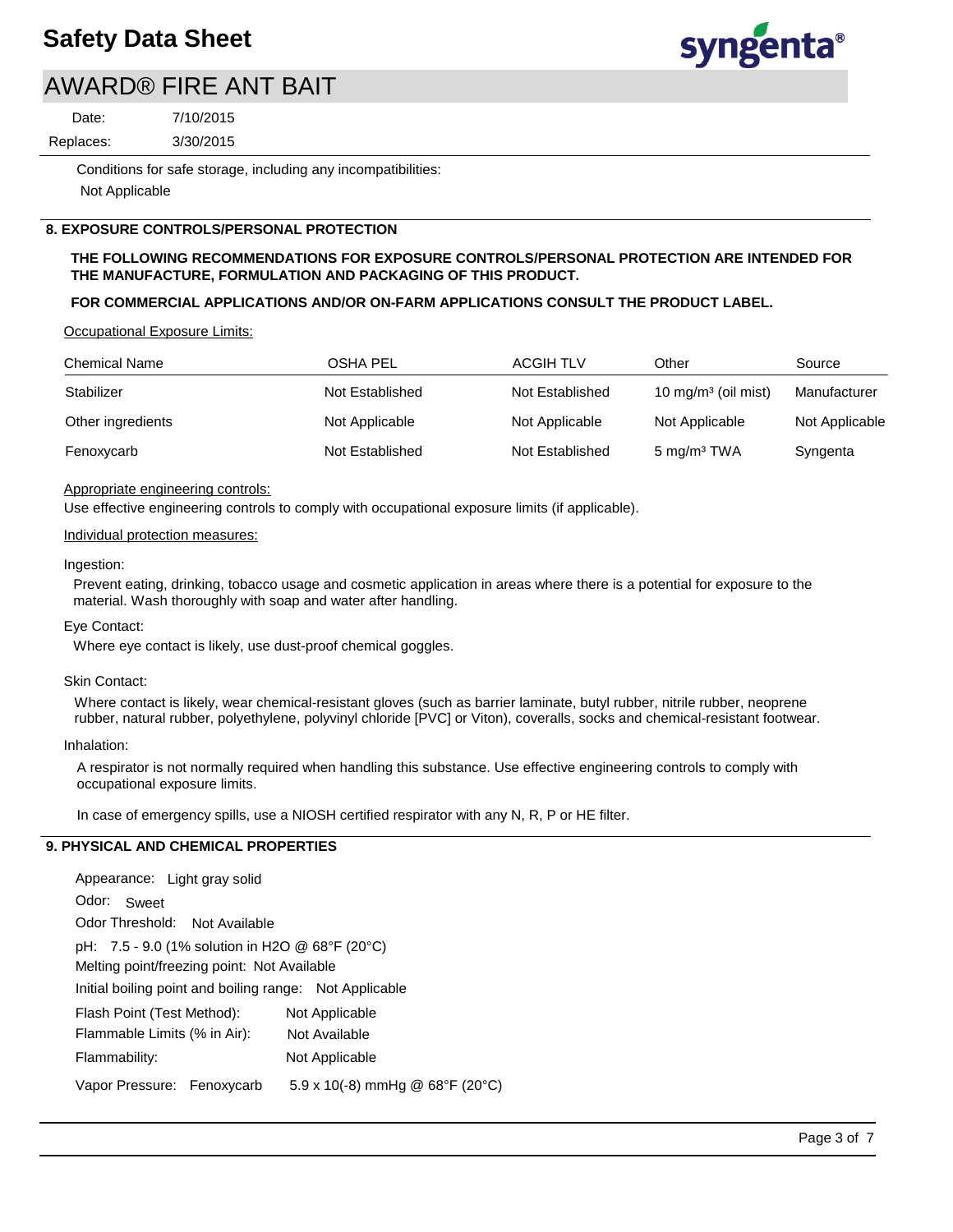Conditions for safe storage, including any incompatibilities:

Not Applicable

## 8. EXPOSURE CONTROLS/PERSONAL PROTECTION

**THE FOLLOWING RECOMMENDATIONS FOR EXPOSURE CONTROLS/PERSONAL PROTECTION ARE INTENDED FOR THE MANUFACTURE, FORMULATION AND PACKAGING OF THIS PRODUCT.**

**FOR COMMERCIAL APPLICATIONS AND/OR ON-FARM APPLICATIONS CONSULT THE PRODUCT LABEL.**

Occupational Exposure Limits:

| Chemical Name | OSHA PEL | ACGIH TLV | Other | Source |
|---|---|---|---|---|
| Stabilizer | Not Established | Not Established | 10 mg/m³ (oil mist) | Manufacturer |
| Other ingredients | Not Applicable | Not Applicable | Not Applicable | Not Applicable |
| Fenoxycarb | Not Established | Not Established | 5 mg/m³ TWA | Syngenta |

Appropriate engineering controls:

Use effective engineering controls to comply with occupational exposure limits (if applicable).

Individual protection measures:

Ingestion:

Prevent eating, drinking, tobacco usage and cosmetic application in areas where there is a potential for exposure to the material. Wash thoroughly with soap and water after handling.

Eye Contact:

Where eye contact is likely, use dust-proof chemical goggles.

Skin Contact:

Where contact is likely, wear chemical-resistant gloves (such as barrier laminate, butyl rubber, nitrile rubber, neoprene rubber, natural rubber, polyethylene, polyvinyl chloride [PVC] or Viton), coveralls, socks and chemical-resistant footwear.

Inhalation:

A respirator is not normally required when handling this substance. Use effective engineering controls to comply with occupational exposure limits.

In case of emergency spills, use a NIOSH certified respirator with any N, R, P or HE filter.

## 9. PHYSICAL AND CHEMICAL PROPERTIES

Appearance: Light gray solid

Odor: Sweet

Odor Threshold: Not Available

pH: 7.5 - 9.0 (1% solution in $H_2O$ @ 68°F (20°C)

Melting point/freezing point: Not Available

Initial boiling point and boiling range: Not Applicable

Flash Point (Test Method): Not Applicable

Flammable Limits (% in Air): Not Available

Flammability: Not Applicable

Vapor Pressure: Fenoxycarb 5.9 x 10(-8) mmHg @ 68°F (20°C)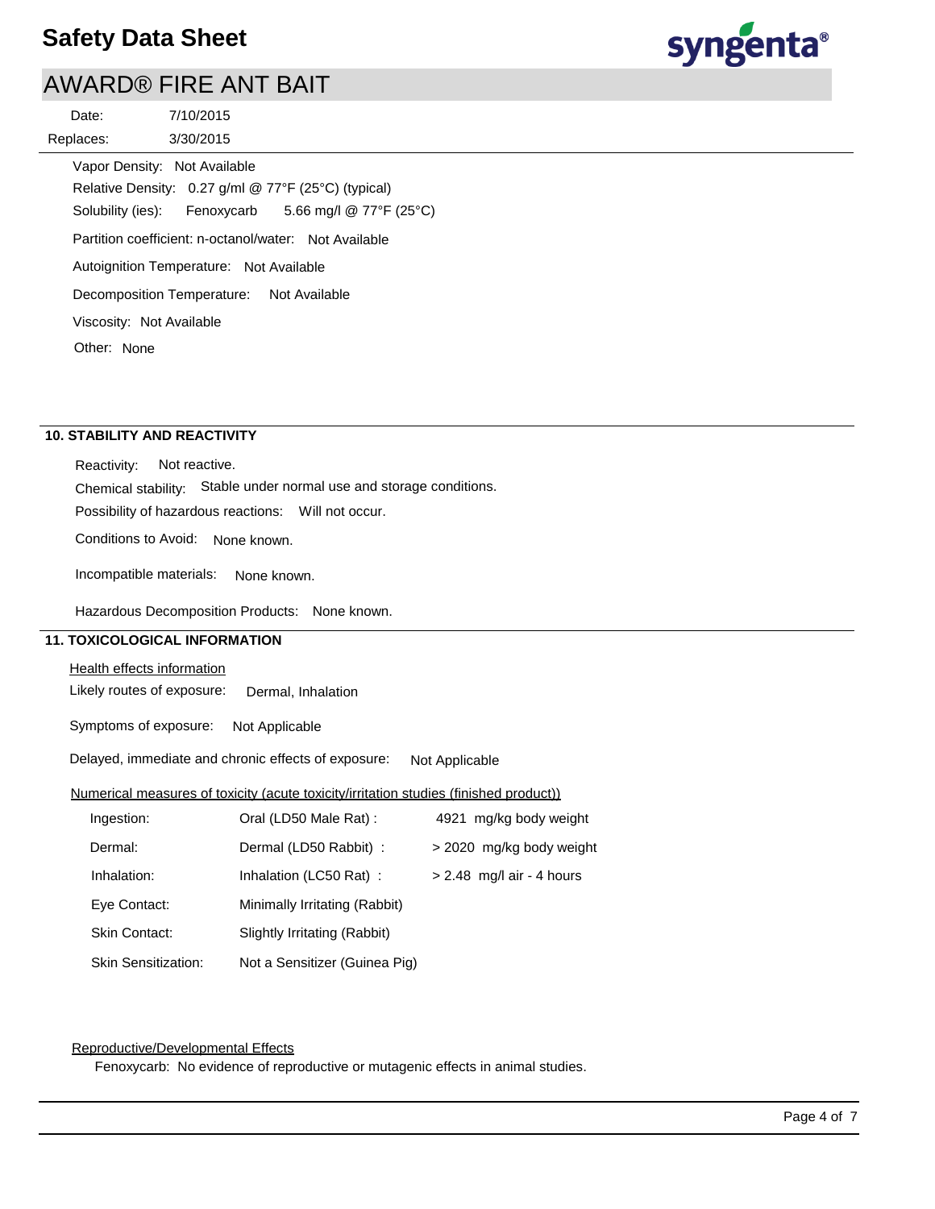Vapor Density: Not Available

Relative Density: 0.27 g/ml @ 77°F (25°C) (typical)

Solubility (ies): Fenoxycarb 5.66 mg/l @ 77°F (25°C)

Partition coefficient: n-octanol/water: Not Available

Autoignition Temperature: Not Available

Decomposition Temperature: Not Available

Viscosity: Not Available

Other: None

## 10. STABILITY AND REACTIVITY

Reactivity: Not reactive.

Chemical stability: Stable under normal use and storage conditions.

Possibility of hazardous reactions: Will not occur.

Conditions to Avoid: None known.

Incompatible materials: None known.

Hazardous Decomposition Products: None known.

## 11. TOXICOLOGICAL INFORMATION

Health effects information

Likely routes of exposure: Dermal, Inhalation

Symptoms of exposure: Not Applicable

Delayed, immediate and chronic effects of exposure: Not Applicable

Numerical measures of toxicity (acute toxicity/irritation studies (finished product))

| | | |
|---|---|---|
| Ingestion: | Oral (LD50 Male Rat) : | 4921 mg/kg body weight |
| Dermal: | Dermal (LD50 Rabbit) : | > 2020 mg/kg body weight |
| Inhalation: | Inhalation (LC50 Rat) : | > 2.48 mg/l air - 4 hours |
| Eye Contact: | Minimally Irritating (Rabbit) | |
| Skin Contact: | Slightly Irritating (Rabbit) | |
| Skin Sensitization: | Not a Sensitizer (Guinea Pig) | |

Reproductive/Developmental Effects

Fenoxycarb: No evidence of reproductive or mutagenic effects in animal studies.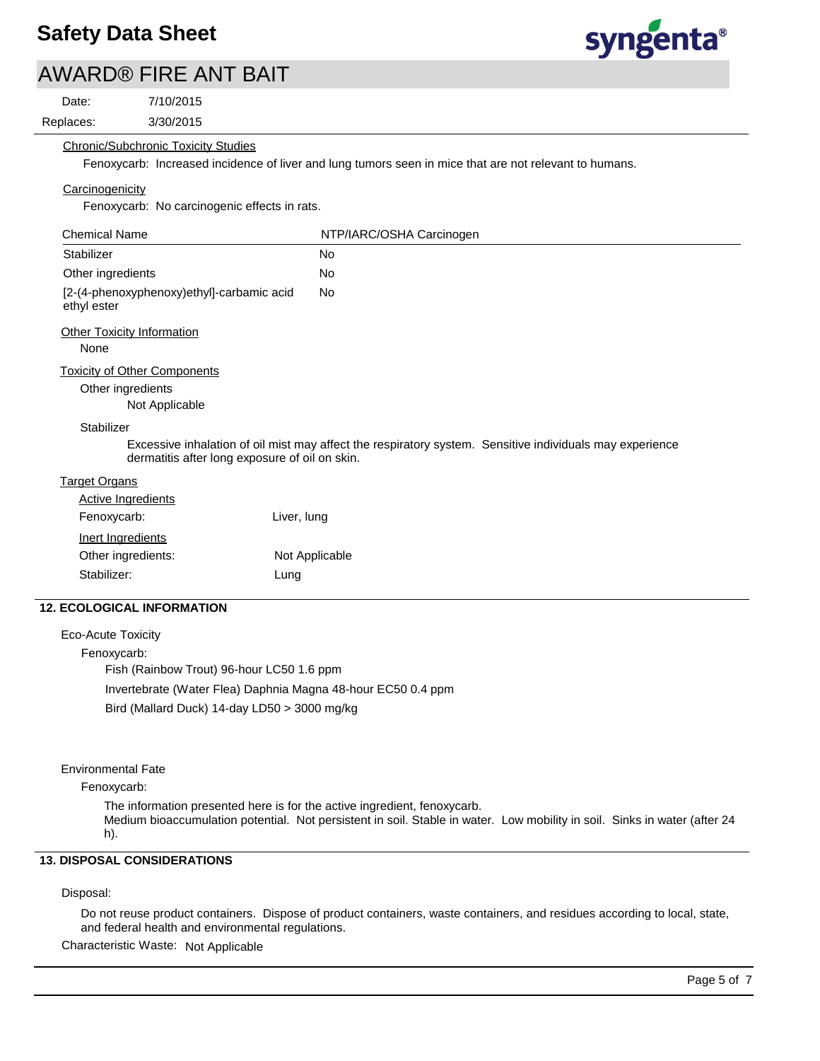Chronic/Subchronic Toxicity Studies

Fenoxycarb: Increased incidence of liver and lung tumors seen in mice that are not relevant to humans.

Carcinogenicity

Fenoxycarb: No carcinogenic effects in rats.

| Chemical Name | NTP/IARC/OSHA Carcinogen |
| --- | --- |
| Stabilizer | No |
| Other ingredients | No |
| [2-(4-phenoxyphenoxy)ethyl]-carbamic acid ethyl ester | No |

Other Toxicity Information

None

Toxicity of Other Components

Other ingredients

Not Applicable

Stabilizer

Excessive inhalation of oil mist may affect the respiratory system. Sensitive individuals may experience dermatitis after long exposure of oil on skin.

Target Organs

Active Ingredients

Fenoxycarb: Liver, lung

Inert Ingredients

Other ingredients: Not Applicable

Stabilizer: Lung

## 12. ECOLOGICAL INFORMATION

Eco-Acute Toxicity

Fenoxycarb:

Fish (Rainbow Trout) 96-hour LC50 1.6 ppm

Invertebrate (Water Flea) Daphnia Magna 48-hour EC50 0.4 ppm

Bird (Mallard Duck) 14-day LD50 > 3000 mg/kg

Environmental Fate

Fenoxycarb:

The information presented here is for the active ingredient, fenoxycarb.
Medium bioaccumulation potential. Not persistent in soil. Stable in water. Low mobility in soil. Sinks in water (after 24 h).

## 13. DISPOSAL CONSIDERATIONS

Disposal:

Do not reuse product containers. Dispose of product containers, waste containers, and residues according to local, state, and federal health and environmental regulations.

Characteristic Waste: Not Applicable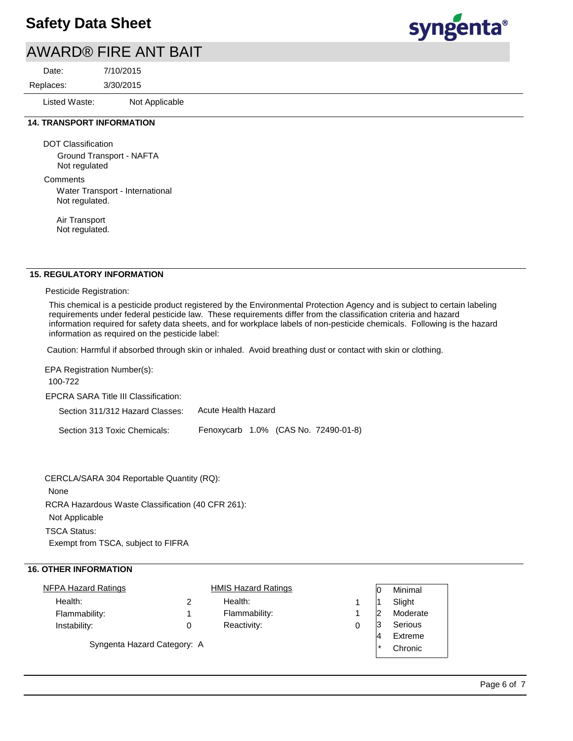# Safety Data Sheet

## AWARD® FIRE ANT BAIT

Date: 7/10/2015

Replaces: 3/30/2015

Listed Waste: Not Applicable

### 14. TRANSPORT INFORMATION

DOT Classification

Ground Transport - NAFTA
Not regulated

Comments

Water Transport - International
Not regulated.

Air Transport
Not regulated.

### 15. REGULATORY INFORMATION

Pesticide Registration:

This chemical is a pesticide product registered by the Environmental Protection Agency and is subject to certain labeling requirements under federal pesticide law. These requirements differ from the classification criteria and hazard information required for safety data sheets, and for workplace labels of non-pesticide chemicals. Following is the hazard information as required on the pesticide label:

Caution: Harmful if absorbed through skin or inhaled. Avoid breathing dust or contact with skin or clothing.

EPA Registration Number(s):

100-722

EPCRA SARA Title III Classification:

Section 311/312 Hazard Classes: Acute Health Hazard

Section 313 Toxic Chemicals: Fenoxycarb 1.0% (CAS No. 72490-01-8)

CERCLA/SARA 304 Reportable Quantity (RQ):

None

RCRA Hazardous Waste Classification (40 CFR 261):

Not Applicable

TSCA Status:

Exempt from TSCA, subject to FIFRA

### 16. OTHER INFORMATION

| NFPA Hazard Ratings | |
|---|---|
| Health: | 2 |
| Flammability: | 1 |
| Instability: | 0 |

| HMIS Hazard Ratings | |
|---|---|
| Health: | 1 |
| Flammability: | 1 |
| Reactivity: | 0 |

| | |
|---|---|
| 0 | Minimal |
| 1 | Slight |
| 2 | Moderate |
| 3 | Serious |
| 4 | Extreme |
| * | Chronic |

Syngenta Hazard Category: A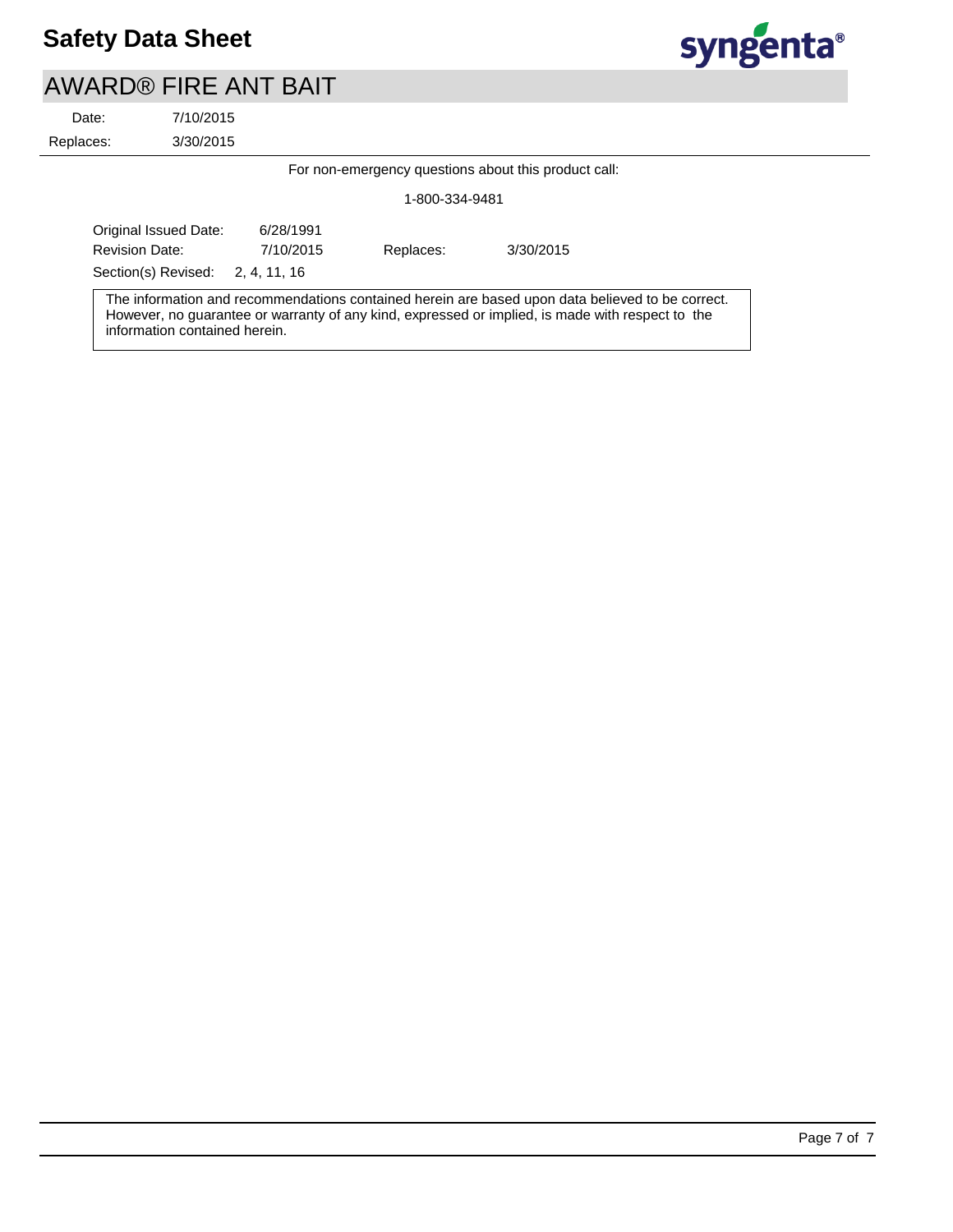For non-emergency questions about this product call:

1-800-334-9481

Original Issued Date: 6/28/1991

Revision Date: 7/10/2015 Replaces: 3/30/2015

Section(s) Revised: 2, 4, 11, 16

The information and recommendations contained herein are based upon data believed to be correct. However, no guarantee or warranty of any kind, expressed or implied, is made with respect to the information contained herein.